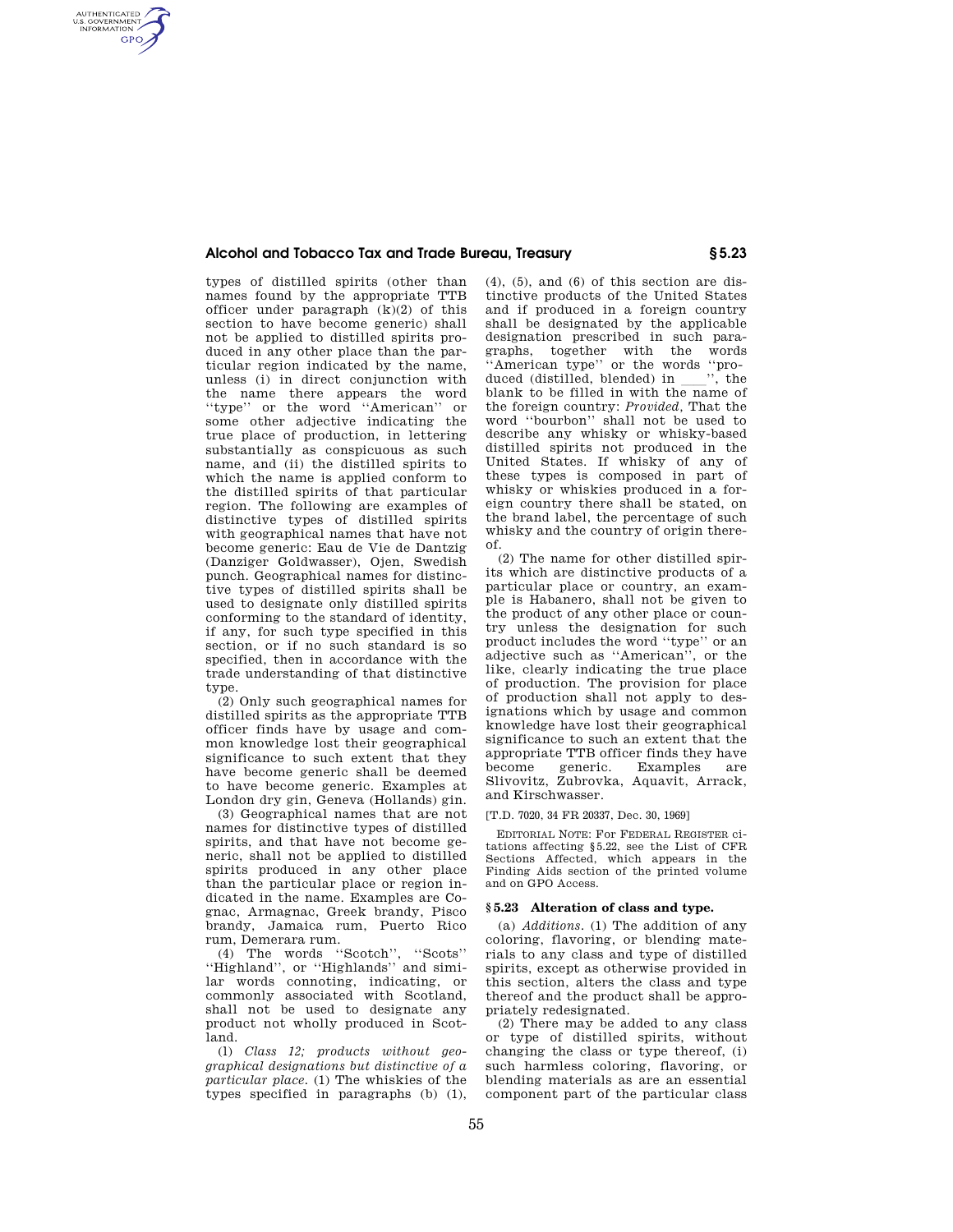types of distilled spirits (other than names found by the appropriate TTB officer under paragraph (k)(2) of this section to have become generic) shall not be applied to distilled spirits produced in any other place than the particular region indicated by the name, unless (i) in direct conjunction with the name there appears the word "type" or the word "American" or some other adjective indicating the true place of production, in lettering substantially as conspicuous as such name, and (ii) the distilled spirits to which the name is applied conform to the distilled spirits of that particular region. The following are examples of distinctive types of distilled spirits with geographical names that have not become generic: Eau de Vie de Dantzig (Danziger Goldwasser), Ojen, Swedish punch. Geographical names for distinctive types of distilled spirits shall be used to designate only distilled spirits conforming to the standard of identity, if any, for such type specified in this section, or if no such standard is so specified, then in accordance with the trade understanding of that distinctive type.

(2) Only such geographical names for distilled spirits as the appropriate TTB officer finds have by usage and common knowledge lost their geographical significance to such extent that they have become generic shall be deemed to have become generic. Examples at London dry gin, Geneva (Hollands) gin.

(3) Geographical names that are not names for distinctive types of distilled spirits, and that have not become generic, shall not be applied to distilled spirits produced in any other place than the particular place or region indicated in the name. Examples are Cognac, Armagnac, Greek brandy, Pisco brandy, Jamaica rum, Puerto Rico rum, Demerara rum.

(4) The words "Scotch", "Scots" "Highland", or "Highlands" and similar words connoting, indicating, or commonly associated with Scotland, shall not be used to designate any product not wholly produced in Scotland.

(l) *Class 12; products without geographical designations but distinctive of a particular place.* (1) The whiskies of the types specified in paragraphs (b) (1), (4), (5), and (6) of this section are distinctive products of the United States and if produced in a foreign country shall be designated by the applicable designation prescribed in such paragraphs, together with the words "American type" or the words "produced (distilled, blended) in ___", the blank to be filled in with the name of the foreign country: *Provided,* That the word "bourbon" shall not be used to describe any whisky or whisky-based distilled spirits not produced in the United States. If whisky of any of these types is composed in part of whisky or whiskies produced in a foreign country there shall be stated, on the brand label, the percentage of such whisky and the country of origin thereof.

(2) The name for other distilled spirits which are distinctive products of a particular place or country, an example is Habanero, shall not be given to the product of any other place or country unless the designation for such product includes the word "type" or an adjective such as "American", or the like, clearly indicating the true place of production. The provision for place of production shall not apply to designations which by usage and common knowledge have lost their geographical significance to such an extent that the appropriate TTB officer finds they have become generic. Examples are Slivovitz, Zubrovka, Aquavit, Arrack, and Kirschwasser.

[T.D. 7020, 34 FR 20337, Dec. 30, 1969]

EDITORIAL NOTE: For FEDERAL REGISTER citations affecting §5.22, see the List of CFR Sections Affected, which appears in the Finding Aids section of the printed volume and on GPO Access.

### § 5.23 Alteration of class and type.

(a) *Additions.* (1) The addition of any coloring, flavoring, or blending materials to any class and type of distilled spirits, except as otherwise provided in this section, alters the class and type thereof and the product shall be appropriately redesignated.

(2) There may be added to any class or type of distilled spirits, without changing the class or type thereof, (i) such harmless coloring, flavoring, or blending materials as are an essential component part of the particular class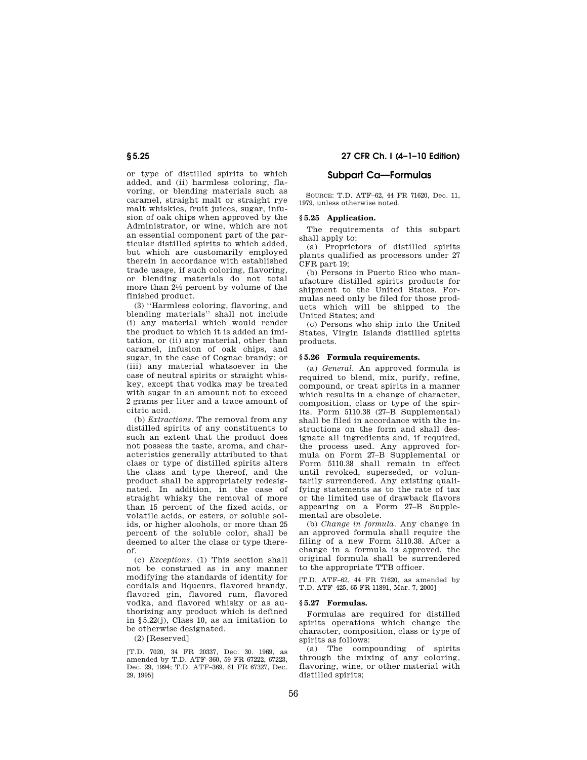or type of distilled spirits to which added, and (ii) harmless coloring, flavoring, or blending materials such as caramel, straight malt or straight rye malt whiskies, fruit juices, sugar, infusion of oak chips when approved by the Administrator, or wine, which are not an essential component part of the particular distilled spirits to which added, but which are customarily employed therein in accordance with established trade usage, if such coloring, flavoring, or blending materials do not total more than 2½ percent by volume of the finished product.

(3) ''Harmless coloring, flavoring, and blending materials'' shall not include (i) any material which would render the product to which it is added an imitation, or (ii) any material, other than caramel, infusion of oak chips, and sugar, in the case of Cognac brandy; or (iii) any material whatsoever in the case of neutral spirits or straight whiskey, except that vodka may be treated with sugar in an amount not to exceed 2 grams per liter and a trace amount of citric acid.

(b) *Extractions.* The removal from any distilled spirits of any constituents to such an extent that the product does not possess the taste, aroma, and characteristics generally attributed to that class or type of distilled spirits alters the class and type thereof, and the product shall be appropriately redesignated. In addition, in the case of straight whisky the removal of more than 15 percent of the fixed acids, or volatile acids, or esters, or soluble solids, or higher alcohols, or more than 25 percent of the soluble color, shall be deemed to alter the class or type thereof.

(c) *Exceptions.* (1) This section shall not be construed as in any manner modifying the standards of identity for cordials and liqueurs, flavored brandy, flavored gin, flavored rum, flavored vodka, and flavored whisky or as authorizing any product which is defined in §5.22(j), Class 10, as an imitation to be otherwise designated.

(2) [Reserved]

[T.D. 7020, 34 FR 20337, Dec. 30. 1969, as amended by T.D. ATF–360, 59 FR 67222, 67223, Dec. 29, 1994; T.D. ATF–369, 61 FR 67327, Dec. 29, 1995]

## Subpart Ca—Formulas

SOURCE: T.D. ATF–62, 44 FR 71620, Dec. 11, 1979, unless otherwise noted.

### §5.25 Application.

The requirements of this subpart shall apply to:

(a) Proprietors of distilled spirits plants qualified as processors under 27 CFR part 19;

(b) Persons in Puerto Rico who manufacture distilled spirits products for shipment to the United States. Formulas need only be filed for those products which will be shipped to the United States; and

(c) Persons who ship into the United States, Virgin Islands distilled spirits products.

### §5.26 Formula requirements.

(a) *General.* An approved formula is required to blend, mix, purify, refine, compound, or treat spirits in a manner which results in a change of character, composition, class or type of the spirits. Form 5110.38 (27–B Supplemental) shall be filed in accordance with the instructions on the form and shall designate all ingredients and, if required, the process used. Any approved formula on Form 27–B Supplemental or Form 5110.38 shall remain in effect until revoked, superseded, or voluntarily surrendered. Any existing qualifying statements as to the rate of tax or the limited use of drawback flavors appearing on a Form 27–B Supplemental are obsolete.

(b) *Change in formula.* Any change in an approved formula shall require the filing of a new Form 5110.38. After a change in a formula is approved, the original formula shall be surrendered to the appropriate TTB officer.

[T.D. ATF–62, 44 FR 71620, as amended by T.D. ATF–425, 65 FR 11891, Mar. 7, 2000]

### §5.27 Formulas.

Formulas are required for distilled spirits operations which change the character, composition, class or type of spirits as follows:

(a) The compounding of spirits through the mixing of any coloring, flavoring, wine, or other material with distilled spirits;